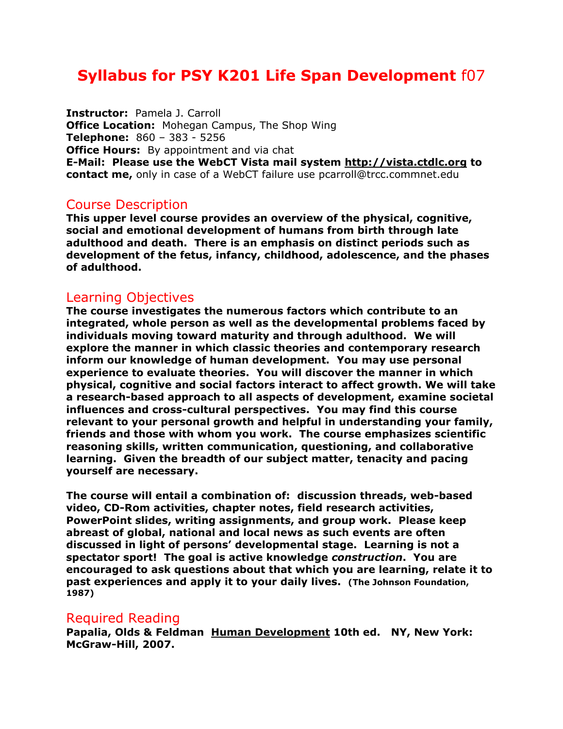# Syllabus for PSY K201 Life Span Development f07

**Instructor:** Pamela J. Carroll
**Office Location:** Mohegan Campus, The Shop Wing
**Telephone:** 860 – 383 - 5256
**Office Hours:** By appointment and via chat
**E-Mail: Please use the WebCT Vista mail system http://vista.ctdlc.org to contact me,** only in case of a WebCT failure use pcarroll@trcc.commnet.edu

## Course Description

**This upper level course provides an overview of the physical, cognitive, social and emotional development of humans from birth through late adulthood and death. There is an emphasis on distinct periods such as development of the fetus, infancy, childhood, adolescence, and the phases of adulthood.**

## Learning Objectives

**The course investigates the numerous factors which contribute to an integrated, whole person as well as the developmental problems faced by individuals moving toward maturity and through adulthood. We will explore the manner in which classic theories and contemporary research inform our knowledge of human development. You may use personal experience to evaluate theories. You will discover the manner in which physical, cognitive and social factors interact to affect growth. We will take a research-based approach to all aspects of development, examine societal influences and cross-cultural perspectives. You may find this course relevant to your personal growth and helpful in understanding your family, friends and those with whom you work. The course emphasizes scientific reasoning skills, written communication, questioning, and collaborative learning. Given the breadth of our subject matter, tenacity and pacing yourself are necessary.**

**The course will entail a combination of: discussion threads, web-based video, CD-Rom activities, chapter notes, field research activities, PowerPoint slides, writing assignments, and group work. Please keep abreast of global, national and local news as such events are often discussed in light of persons' developmental stage. Learning is not a spectator sport! The goal is active knowledge *construction*. You are encouraged to ask questions about that which you are learning, relate it to past experiences and apply it to your daily lives. (The Johnson Foundation, 1987)**

## Required Reading

**Papalia, Olds & Feldman Human Development 10th ed. NY, New York: McGraw-Hill, 2007.**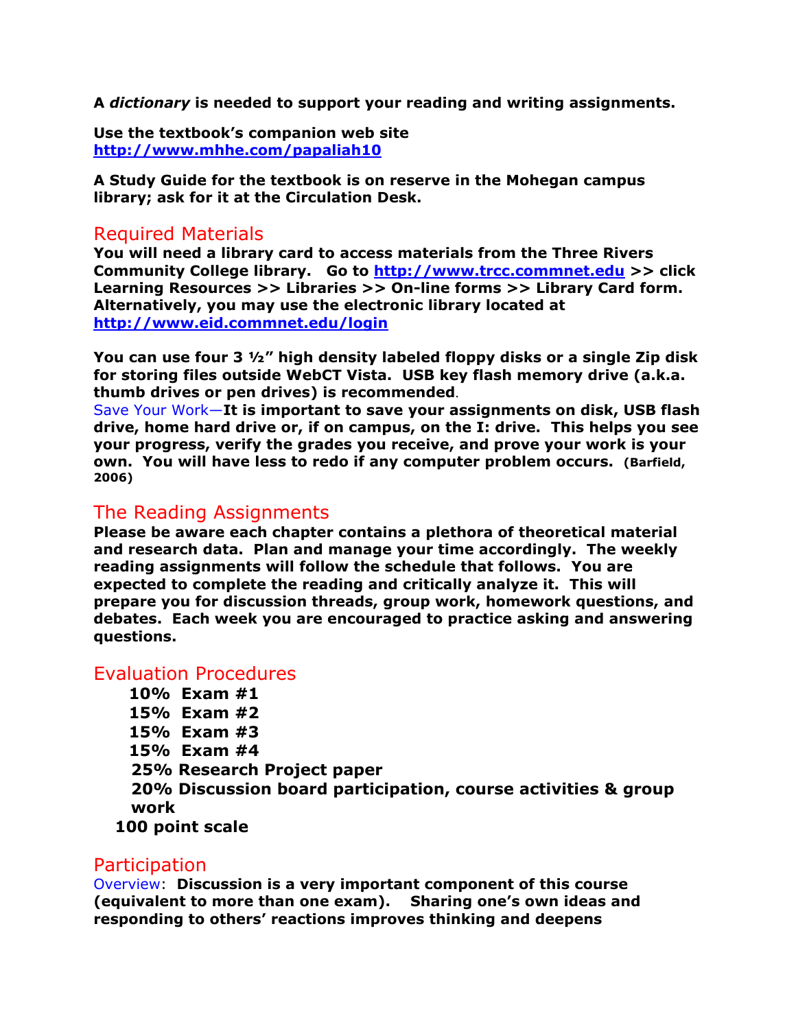**A *dictionary* is needed to support your reading and writing assignments.**

**Use the textbook's companion web site**
**[http://www.mhhe.com/papaliah10](http://www.mhhe.com/papaliah10)**

**A Study Guide for the textbook is on reserve in the Mohegan campus library; ask for it at the Circulation Desk.**

## Required Materials

**You will need a library card to access materials from the Three Rivers Community College library. Go to [http://www.trcc.commnet.edu](http://www.trcc.commnet.edu) >> click Learning Resources >> Libraries >> On-line forms >> Library Card form. Alternatively, you may use the electronic library located at [http://www.eid.commnet.edu/login](http://www.eid.commnet.edu/login)**

**You can use four 3 ½" high density labeled floppy disks or a single Zip disk for storing files outside WebCT Vista. USB key flash memory drive (a.k.a. thumb drives or pen drives) is recommended**.

Save Your Work—**It is important to save your assignments on disk, USB flash drive, home hard drive or, if on campus, on the I: drive. This helps you see your progress, verify the grades you receive, and prove your work is your own. You will have less to redo if any computer problem occurs. (Barfield, 2006)**

## The Reading Assignments

**Please be aware each chapter contains a plethora of theoretical material and research data. Plan and manage your time accordingly. The weekly reading assignments will follow the schedule that follows. You are expected to complete the reading and critically analyze it. This will prepare you for discussion threads, group work, homework questions, and debates. Each week you are encouraged to practice asking and answering questions.**

## Evaluation Procedures

**10% Exam #1**
**15% Exam #2**
**15% Exam #3**
**15% Exam #4**
**25% Research Project paper**
**20% Discussion board participation, course activities & group work**
**100 point scale**

## Participation

Overview: **Discussion is a very important component of this course (equivalent to more than one exam). Sharing one's own ideas and responding to others' reactions improves thinking and deepens**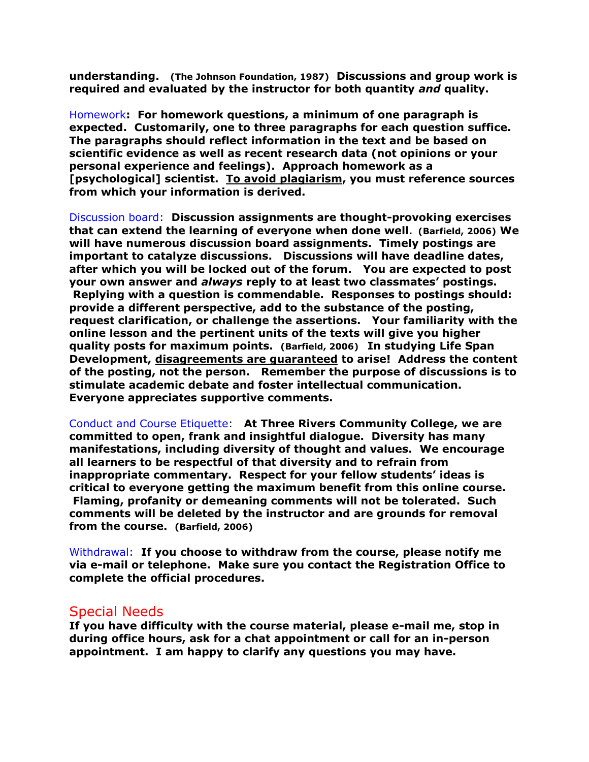**understanding. (The Johnson Foundation, 1987) Discussions and group work is required and evaluated by the instructor for both quantity *and* quality.**

Homework**: For homework questions, a minimum of one paragraph is expected. Customarily, one to three paragraphs for each question suffice. The paragraphs should reflect information in the text and be based on scientific evidence as well as recent research data (not opinions or your personal experience and feelings). Approach homework as a [psychological] scientist. <u>To avoid plagiarism</u>, you must reference sources from which your information is derived.**

Discussion board: **Discussion assignments are thought-provoking exercises that can extend the learning of everyone when done well. (Barfield, 2006) We will have numerous discussion board assignments. Timely postings are important to catalyze discussions. Discussions will have deadline dates, after which you will be locked out of the forum. You are expected to post your own answer and *always* reply to at least two classmates' postings. Replying with a question is commendable. Responses to postings should: provide a different perspective, add to the substance of the posting, request clarification, or challenge the assertions. Your familiarity with the online lesson and the pertinent units of the texts will give you higher quality posts for maximum points. (Barfield, 2006) In studying Life Span Development, <u>disagreements are guaranteed</u> to arise! Address the content of the posting, not the person. Remember the purpose of discussions is to stimulate academic debate and foster intellectual communication. Everyone appreciates supportive comments.**

Conduct and Course Etiquette: **At Three Rivers Community College, we are committed to open, frank and insightful dialogue. Diversity has many manifestations, including diversity of thought and values. We encourage all learners to be respectful of that diversity and to refrain from inappropriate commentary. Respect for your fellow students' ideas is critical to everyone getting the maximum benefit from this online course. Flaming, profanity or demeaning comments will not be tolerated. Such comments will be deleted by the instructor and are grounds for removal from the course. (Barfield, 2006)**

Withdrawal: **If you choose to withdraw from the course, please notify me via e-mail or telephone. Make sure you contact the Registration Office to complete the official procedures.**

## Special Needs

**If you have difficulty with the course material, please e-mail me, stop in during office hours, ask for a chat appointment or call for an in-person appointment. I am happy to clarify any questions you may have.**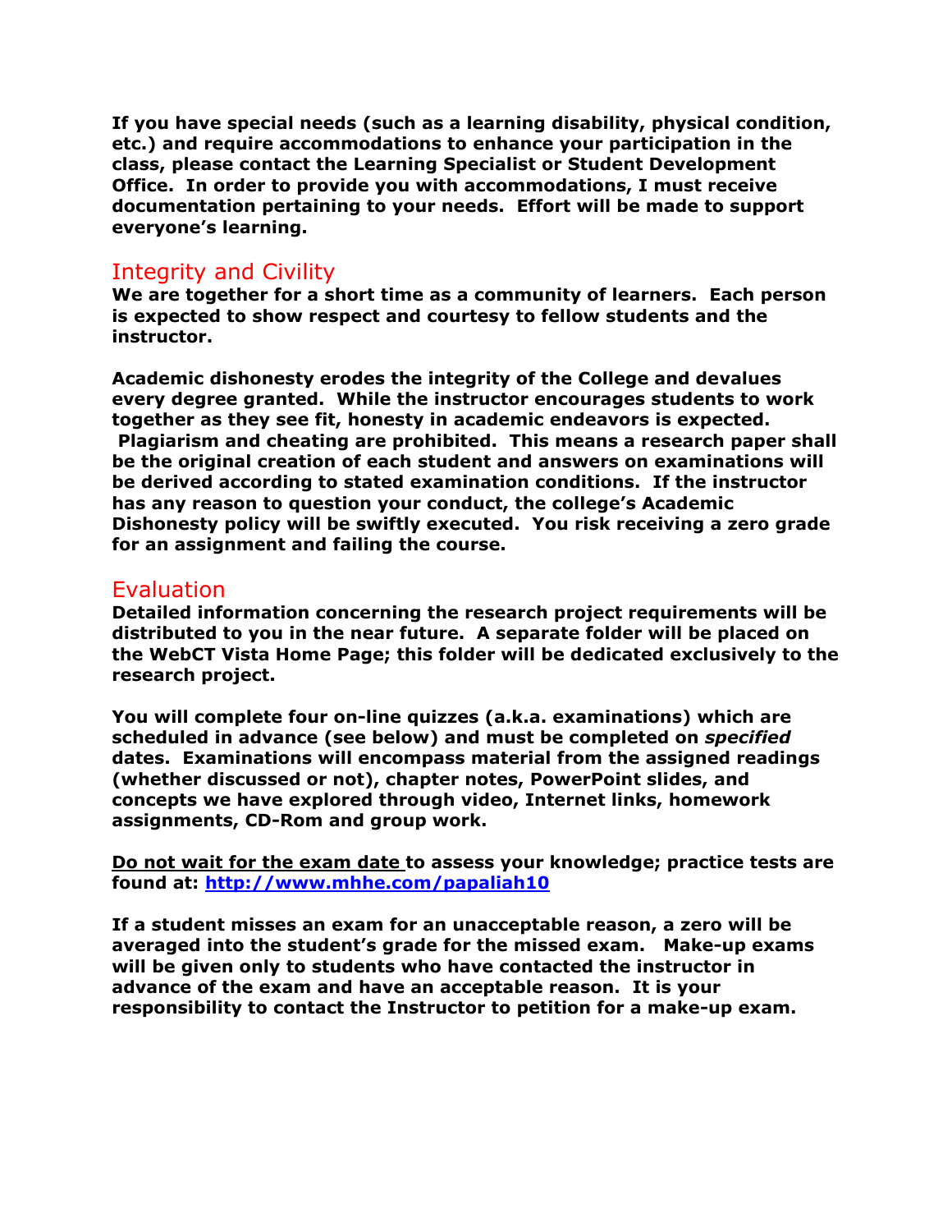**If you have special needs (such as a learning disability, physical condition, etc.) and require accommodations to enhance your participation in the class, please contact the Learning Specialist or Student Development Office. In order to provide you with accommodations, I must receive documentation pertaining to your needs. Effort will be made to support everyone's learning.**

## Integrity and Civility

**We are together for a short time as a community of learners. Each person is expected to show respect and courtesy to fellow students and the instructor.**

**Academic dishonesty erodes the integrity of the College and devalues every degree granted. While the instructor encourages students to work together as they see fit, honesty in academic endeavors is expected. Plagiarism and cheating are prohibited. This means a research paper shall be the original creation of each student and answers on examinations will be derived according to stated examination conditions. If the instructor has any reason to question your conduct, the college's Academic Dishonesty policy will be swiftly executed. You risk receiving a zero grade for an assignment and failing the course.**

## Evaluation

**Detailed information concerning the research project requirements will be distributed to you in the near future. A separate folder will be placed on the WebCT Vista Home Page; this folder will be dedicated exclusively to the research project.**

**You will complete four on-line quizzes (a.k.a. examinations) which are scheduled in advance (see below) and must be completed on *specified* dates. Examinations will encompass material from the assigned readings (whether discussed or not), chapter notes, PowerPoint slides, and concepts we have explored through video, Internet links, homework assignments, CD-Rom and group work.**

**<u>Do not wait for the exam date</u> to assess your knowledge; practice tests are found at: [http://www.mhhe.com/papaliah10](http://www.mhhe.com/papaliah10)**

**If a student misses an exam for an unacceptable reason, a zero will be averaged into the student's grade for the missed exam. Make-up exams will be given only to students who have contacted the instructor in advance of the exam and have an acceptable reason. It is your responsibility to contact the Instructor to petition for a make-up exam.**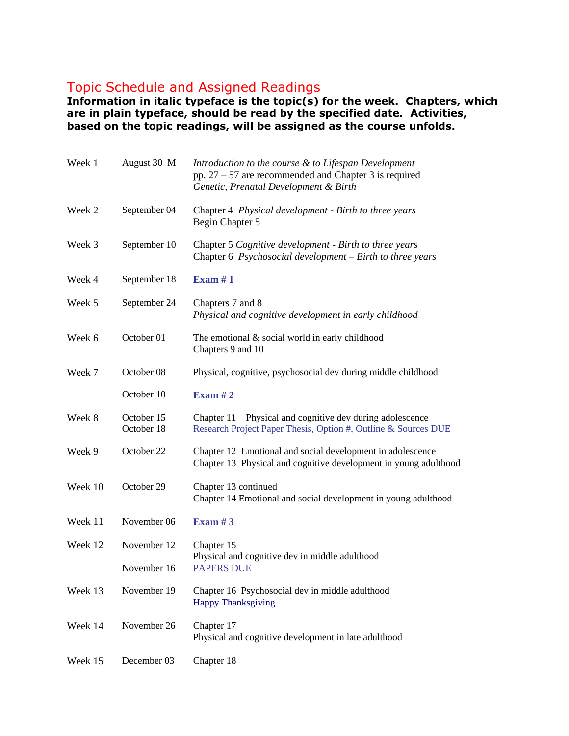## Topic Schedule and Assigned Readings

**Information in italic typeface is the topic(s) for the week. Chapters, which are in plain typeface, should be read by the specified date. Activities, based on the topic readings, will be assigned as the course unfolds.**

| | | |
|---|---|---|
| Week 1 | August 30 M | *Introduction to the course & to Lifespan Development*<br>pp. 27 – 57 are recommended and Chapter 3 is required<br>*Genetic, Prenatal Development & Birth* |
| Week 2 | September 04 | Chapter 4 *Physical development - Birth to three years*<br>Begin Chapter 5 |
| Week 3 | September 10 | Chapter 5 *Cognitive development - Birth to three years*<br>Chapter 6 *Psychosocial development – Birth to three years* |
| Week 4 | September 18 | **Exam # 1** |
| Week 5 | September 24 | Chapters 7 and 8<br>*Physical and cognitive development in early childhood* |
| Week 6 | October 01 | The emotional & social world in early childhood<br>Chapters 9 and 10 |
| Week 7 | October 08 | Physical, cognitive, psychosocial dev during middle childhood |
| | October 10 | **Exam # 2** |
| Week 8 | October 15<br>October 18 | Chapter 11 Physical and cognitive dev during adolescence<br>Research Project Paper Thesis, Option #, Outline & Sources DUE |
| Week 9 | October 22 | Chapter 12 Emotional and social development in adolescence<br>Chapter 13 Physical and cognitive development in young adulthood |
| Week 10 | October 29 | Chapter 13 continued<br>Chapter 14 Emotional and social development in young adulthood |
| Week 11 | November 06 | **Exam # 3** |
| Week 12 | November 12<br>November 16 | Chapter 15<br>Physical and cognitive dev in middle adulthood<br>PAPERS DUE |
| Week 13 | November 19 | Chapter 16 Psychosocial dev in middle adulthood<br>Happy Thanksgiving |
| Week 14 | November 26 | Chapter 17<br>Physical and cognitive development in late adulthood |
| Week 15 | December 03 | Chapter 18 |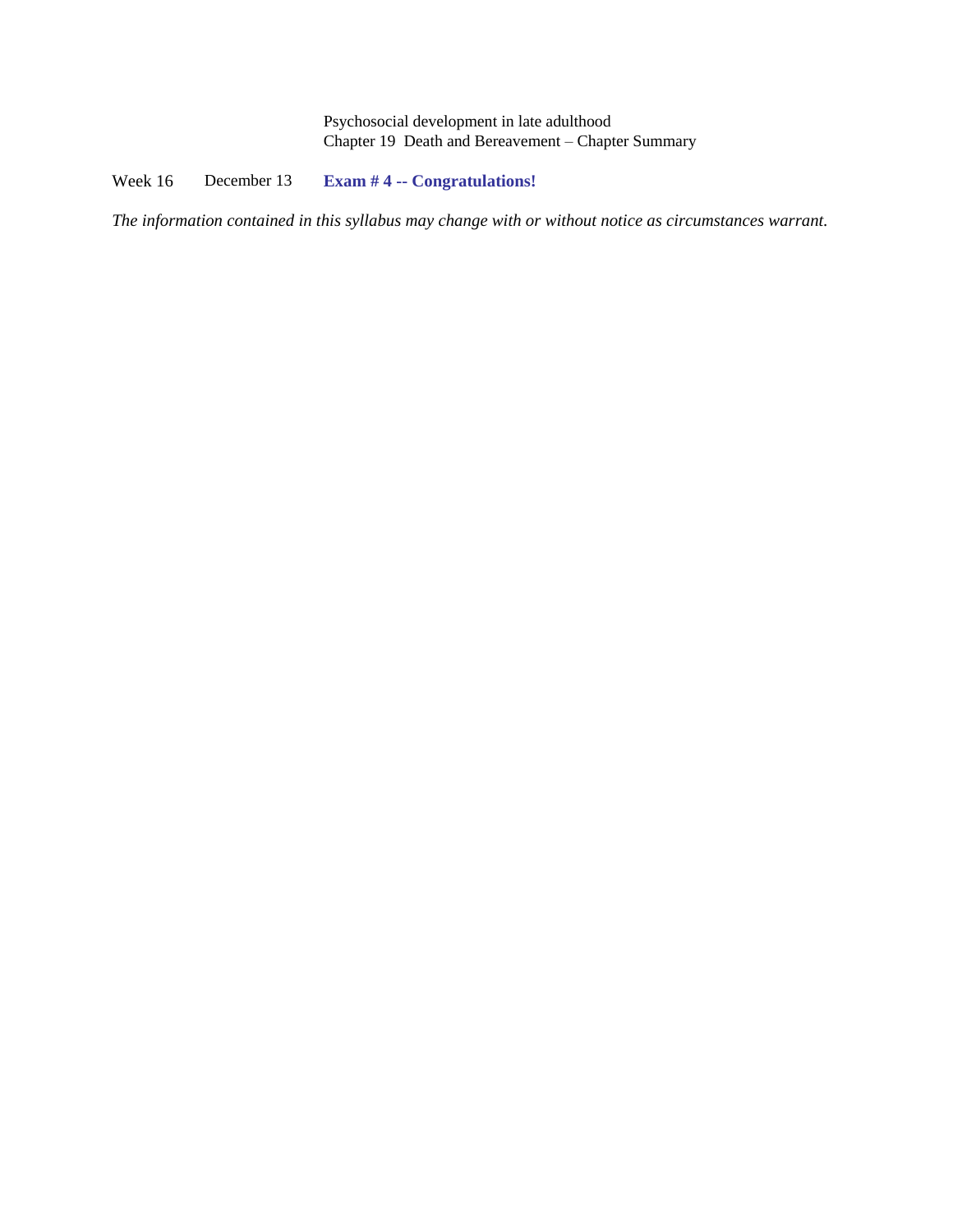| | | |
|---|---|---|
| | | Psychosocial development in late adulthood<br>Chapter 19 Death and Bereavement – Chapter Summary |
| Week 16 | December 13 | **Exam # 4 -- Congratulations!** |

*The information contained in this syllabus may change with or without notice as circumstances warrant.*